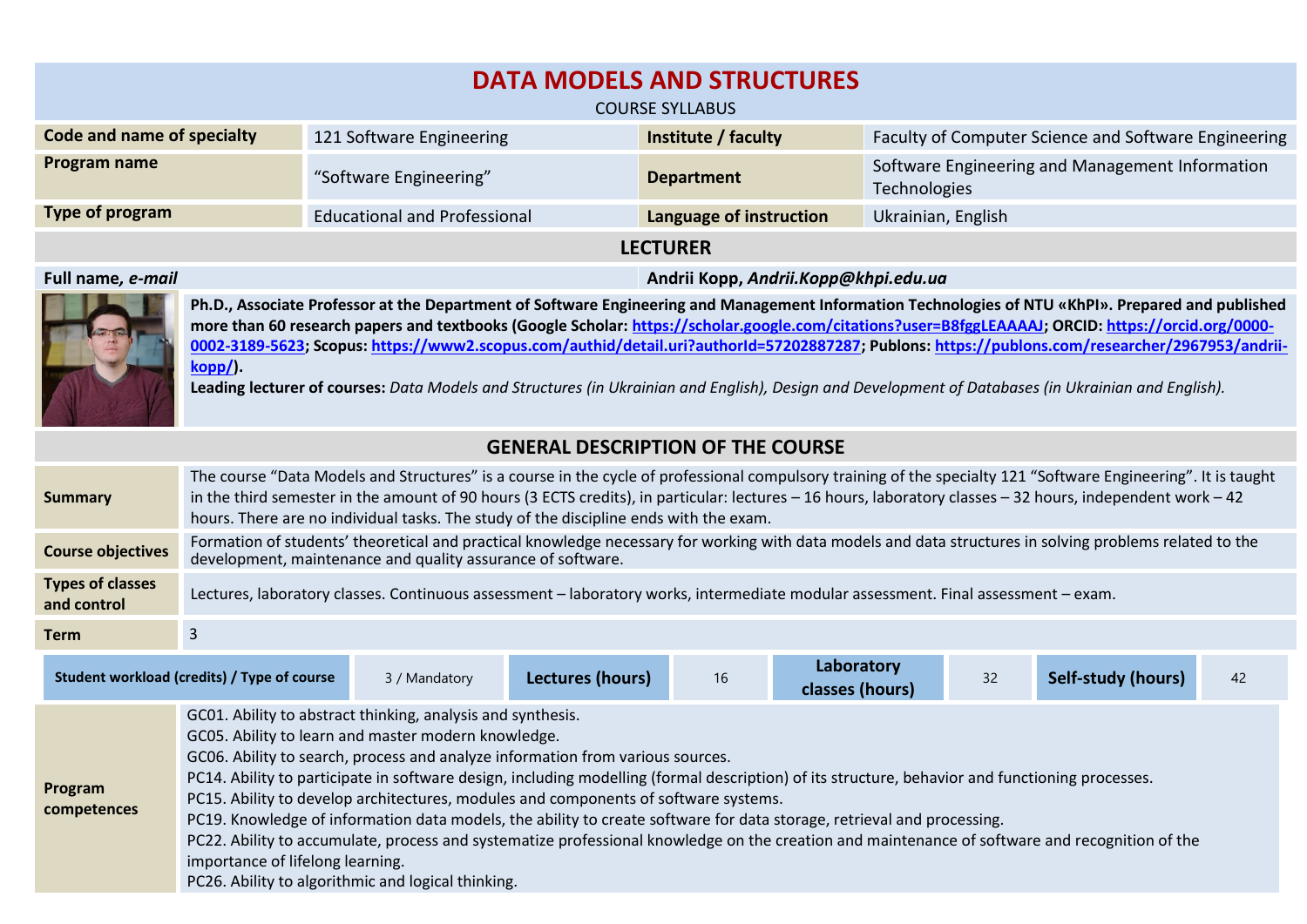# DATA MODELS AND STRUCTURES

COURSE SYLLABUS

| | | | |
|---|---|---|---|
| **Code and name of specialty** | 121 Software Engineering | **Institute / faculty** | Faculty of Computer Science and Software Engineering |
| **Program name** | “Software Engineering” | **Department** | Software Engineering and Management Information Technologies |
| **Type of program** | Educational and Professional | **Language of instruction** | Ukrainian, English |

## LECTURER

| | |
|---|---|
| **Full name, *e-mail*** | **Andrii Kopp, *Andrii.Kopp@khpi.edu.ua*** |

**Ph.D., Associate Professor at the Department of Software Engineering and Management Information Technologies of NTU «KhPI». Prepared and published more than 60 research papers and textbooks (Google Scholar: https://scholar.google.com/citations?user=B8fggLEAAAAJ; ORCID: https://orcid.org/0000-0002-3189-5623; Scopus: https://www2.scopus.com/authid/detail.uri?authorId=57202887287; Publons: https://publons.com/researcher/2967953/andrii-kopp/).**

**Leading lecturer of courses:** *Data Models and Structures (in Ukrainian and English), Design and Development of Databases (in Ukrainian and English).*

## GENERAL DESCRIPTION OF THE COURSE

| | |
|---|---|
| **Summary** | The course “Data Models and Structures” is a course in the cycle of professional compulsory training of the specialty 121 “Software Engineering”. It is taught in the third semester in the amount of 90 hours (3 ECTS credits), in particular: lectures – 16 hours, laboratory classes – 32 hours, independent work – 42 hours. There are no individual tasks. The study of the discipline ends with the exam. |
| **Course objectives** | Formation of students’ theoretical and practical knowledge necessary for working with data models and data structures in solving problems related to the development, maintenance and quality assurance of software. |
| **Types of classes and control** | Lectures, laboratory classes. Continuous assessment – laboratory works, intermediate modular assessment. Final assessment – exam. |
| **Term** | 3 |

| **Student workload (credits) / Type of course** | 3 / Mandatory | **Lectures (hours)** | 16 | **Laboratory classes (hours)** | 32 | **Self-study (hours)** | 42 |
|---|---|---|---|---|---|---|---|

| | |
|---|---|
| **Program competences** | GC01. Ability to abstract thinking, analysis and synthesis.<br>GC05. Ability to learn and master modern knowledge.<br>GC06. Ability to search, process and analyze information from various sources.<br>PC14. Ability to participate in software design, including modelling (formal description) of its structure, behavior and functioning processes.<br>PC15. Ability to develop architectures, modules and components of software systems.<br>PC19. Knowledge of information data models, the ability to create software for data storage, retrieval and processing.<br>PC22. Ability to accumulate, process and systematize professional knowledge on the creation and maintenance of software and recognition of the importance of lifelong learning.<br>PC26. Ability to algorithmic and logical thinking. |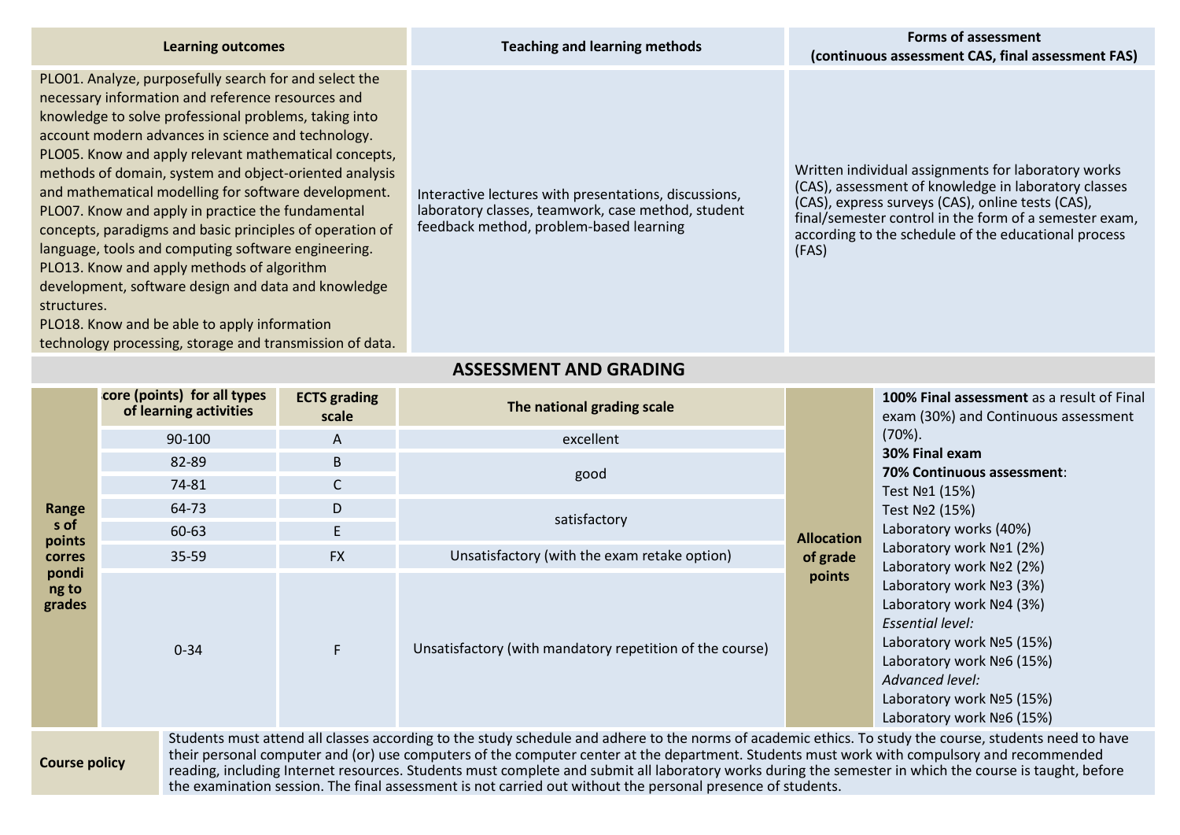| Learning outcomes | Teaching and learning methods | Forms of assessment (continuous assessment CAS, final assessment FAS) |
|---|---|---|
| PLO01. Analyze, purposefully search for and select the necessary information and reference resources and knowledge to solve professional problems, taking into account modern advances in science and technology.<br>PLO05. Know and apply relevant mathematical concepts, methods of domain, system and object-oriented analysis and mathematical modelling for software development.<br>PLO07. Know and apply in practice the fundamental concepts, paradigms and basic principles of operation of language, tools and computing software engineering.<br>PLO13. Know and apply methods of algorithm development, software design and data and knowledge structures.<br>PLO18. Know and be able to apply information technology processing, storage and transmission of data. | Interactive lectures with presentations, discussions, laboratory classes, teamwork, case method, student feedback method, problem-based learning | Written individual assignments for laboratory works (CAS), assessment of knowledge in laboratory classes (CAS), express surveys (CAS), online tests (CAS), final/semester control in the form of a semester exam, according to the schedule of the educational process (FAS) |

## ASSESSMENT AND GRADING

| Ranges of points corresponding to grades | Score (points) for all types of learning activities | ECTS grading scale | The national grading scale |
|---|---|---|---|
| | 90-100 | A | excellent |
| | 82-89 | B | good |
| | 74-81 | C | good |
| | 64-73 | D | satisfactory |
| | 60-63 | E | satisfactory |
| | 35-59 | FX | Unsatisfactory (with the exam retake option) |
| | 0-34 | F | Unsatisfactory (with mandatory repetition of the course) |

**Allocation of grade points**

**100% Final assessment** as a result of Final exam (30%) and Continuous assessment (70%).

**30% Final exam**

**70% Continuous assessment**:

Test №1 (15%)

Test №2 (15%)

Laboratory works (40%)

Laboratory work №1 (2%)

Laboratory work №2 (2%)

Laboratory work №3 (3%)

Laboratory work №4 (3%)

*Essential level:*

Laboratory work №5 (15%)

Laboratory work №6 (15%)

*Advanced level:*

Laboratory work №5 (15%)

Laboratory work №6 (15%)

| Course policy | |
|---|---|
| Course policy | Students must attend all classes according to the study schedule and adhere to the norms of academic ethics. To study the course, students need to have their personal computer and (or) use computers of the computer center at the department. Students must work with compulsory and recommended reading, including Internet resources. Students must complete and submit all laboratory works during the semester in which the course is taught, before the examination session. The final assessment is not carried out without the personal presence of students. |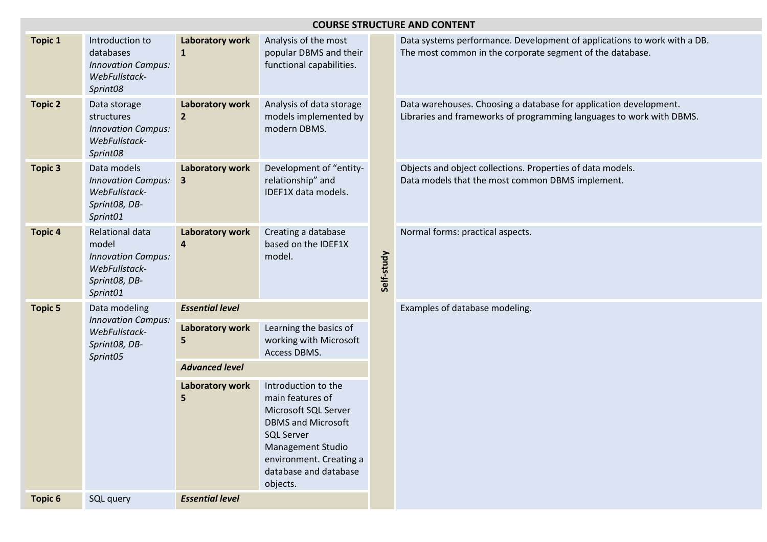| COURSE STRUCTURE AND CONTENT | | | | | |
|---|---|---|---|---|---|
| **Topic 1** | Introduction to databases *Innovation Campus: WebFullstack-Sprint08* | **Laboratory work 1** | Analysis of the most popular DBMS and their functional capabilities. | **Self-study** | Data systems performance. Development of applications to work with a DB. The most common in the corporate segment of the database. |
| **Topic 2** | Data storage structures *Innovation Campus: WebFullstack-Sprint08* | **Laboratory work 2** | Analysis of data storage models implemented by modern DBMS. | | Data warehouses. Choosing a database for application development. Libraries and frameworks of programming languages to work with DBMS. |
| **Topic 3** | Data models *Innovation Campus: WebFullstack-Sprint08, DB-Sprint01* | **Laboratory work 3** | Development of “entity-relationship” and IDEF1X data models. | | Objects and object collections. Properties of data models. Data models that the most common DBMS implement. |
| **Topic 4** | Relational data model *Innovation Campus: WebFullstack-Sprint08, DB-Sprint01* | **Laboratory work 4** | Creating a database based on the IDEF1X model. | | Normal forms: practical aspects. |
| **Topic 5** | Data modeling *Innovation Campus: WebFullstack-Sprint08, DB-Sprint05* | ***Essential level*** | | | Examples of database modeling. |
| | | **Laboratory work 5** | Learning the basics of working with Microsoft Access DBMS. | | |
| | | ***Advanced level*** | | | |
| | | **Laboratory work 5** | Introduction to the main features of Microsoft SQL Server DBMS and Microsoft SQL Server Management Studio environment. Creating a database and database objects. | | |
| **Topic 6** | SQL query | ***Essential level*** | | | |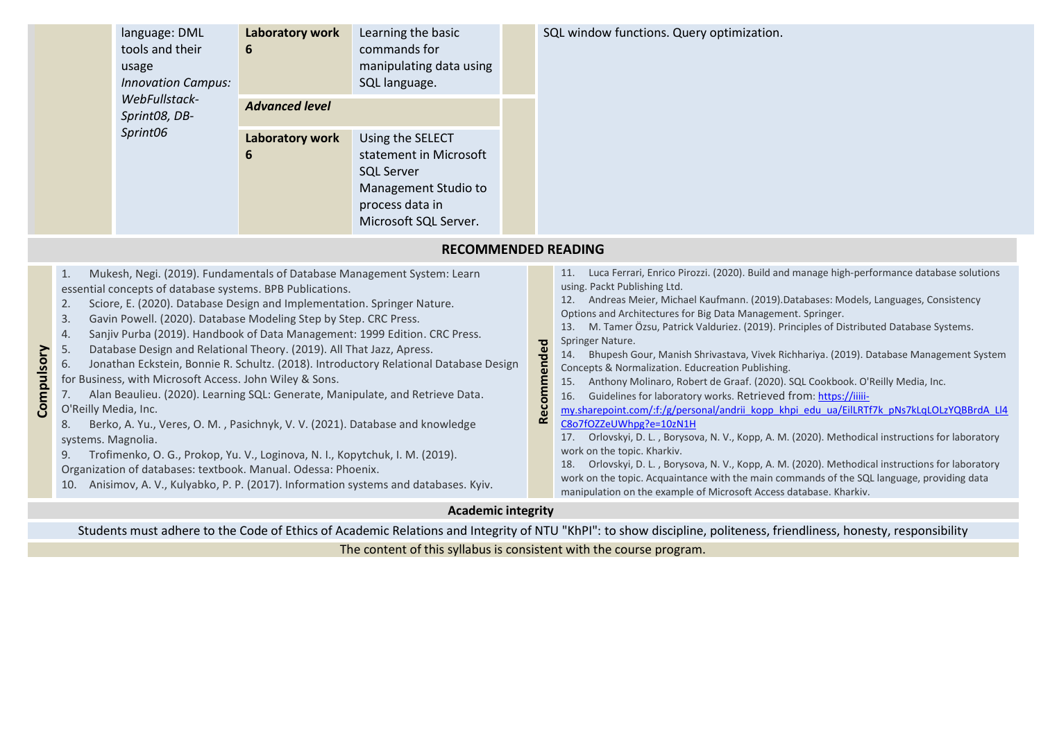| | | | | | |
|---|---|---|---|---|---|
| | language: DML tools and their usage *Innovation Campus: WebFullstack-Sprint08, DB-Sprint06* | **Laboratory work 6** | Learning the basic commands for manipulating data using SQL language. | | SQL window functions. Query optimization. |
| | | ***Advanced level*** | | | |
| | | **Laboratory work 6** | Using the SELECT statement in Microsoft SQL Server Management Studio to process data in Microsoft SQL Server. | | |

## RECOMMENDED READING

**Compulsory**

1. Mukesh, Negi. (2019). Fundamentals of Database Management System: Learn essential concepts of database systems. BPB Publications.
2. Sciore, E. (2020). Database Design and Implementation. Springer Nature.
3. Gavin Powell. (2020). Database Modeling Step by Step. CRC Press.
4. Sanjiv Purba (2019). Handbook of Data Management: 1999 Edition. CRC Press.
5. Database Design and Relational Theory. (2019). All That Jazz, Apress.
6. Jonathan Eckstein, Bonnie R. Schultz. (2018). Introductory Relational Database Design for Business, with Microsoft Access. John Wiley & Sons.
7. Alan Beaulieu. (2020). Learning SQL: Generate, Manipulate, and Retrieve Data. O'Reilly Media, Inc.
8. Berko, A. Yu., Veres, O. M. , Pasichnyk, V. V. (2021). Database and knowledge systems. Magnolia.
9. Trofimenko, O. G., Prokop, Yu. V., Loginova, N. I., Kopytchuk, I. M. (2019). Organization of databases: textbook. Manual. Odessa: Phoenix.
10. Anisimov, A. V., Kulyabko, P. P. (2017). Information systems and databases. Kyiv.

**Recommended**

11. Luca Ferrari, Enrico Pirozzi. (2020). Build and manage high-performance database solutions using. Packt Publishing Ltd.
12. Andreas Meier, Michael Kaufmann. (2019).Databases: Models, Languages, Consistency Options and Architectures for Big Data Management. Springer.
13. M. Tamer Özsu, Patrick Valduriez. (2019). Principles of Distributed Database Systems. Springer Nature.
14. Bhupesh Gour, Manish Shrivastava, Vivek Richhariya. (2019). Database Management System Concepts & Normalization. Educreation Publishing.
15. Anthony Molinaro, Robert de Graaf. (2020). SQL Cookbook. O'Reilly Media, Inc.
16. Guidelines for laboratory works. Retrieved from: https://iiiii-my.sharepoint.com/:f:/g/personal/andrii_kopp_khpi_edu_ua/EilLRTf7k_pNs7kLqLOLzYQBBrdA_Ll4C8o7fOZZeUWhpg?e=10zN1H
17. Orlovskyi, D. L. , Borysova, N. V., Kopp, A. M. (2020). Methodical instructions for laboratory work on the topic. Kharkiv.
18. Orlovskyi, D. L. , Borysova, N. V., Kopp, A. M. (2020). Methodical instructions for laboratory work on the topic. Acquaintance with the main commands of the SQL language, providing data manipulation on the example of Microsoft Access database. Kharkiv.

**Academic integrity**

Students must adhere to the Code of Ethics of Academic Relations and Integrity of NTU "KhPI": to show discipline, politeness, friendliness, honesty, responsibility

The content of this syllabus is consistent with the course program.